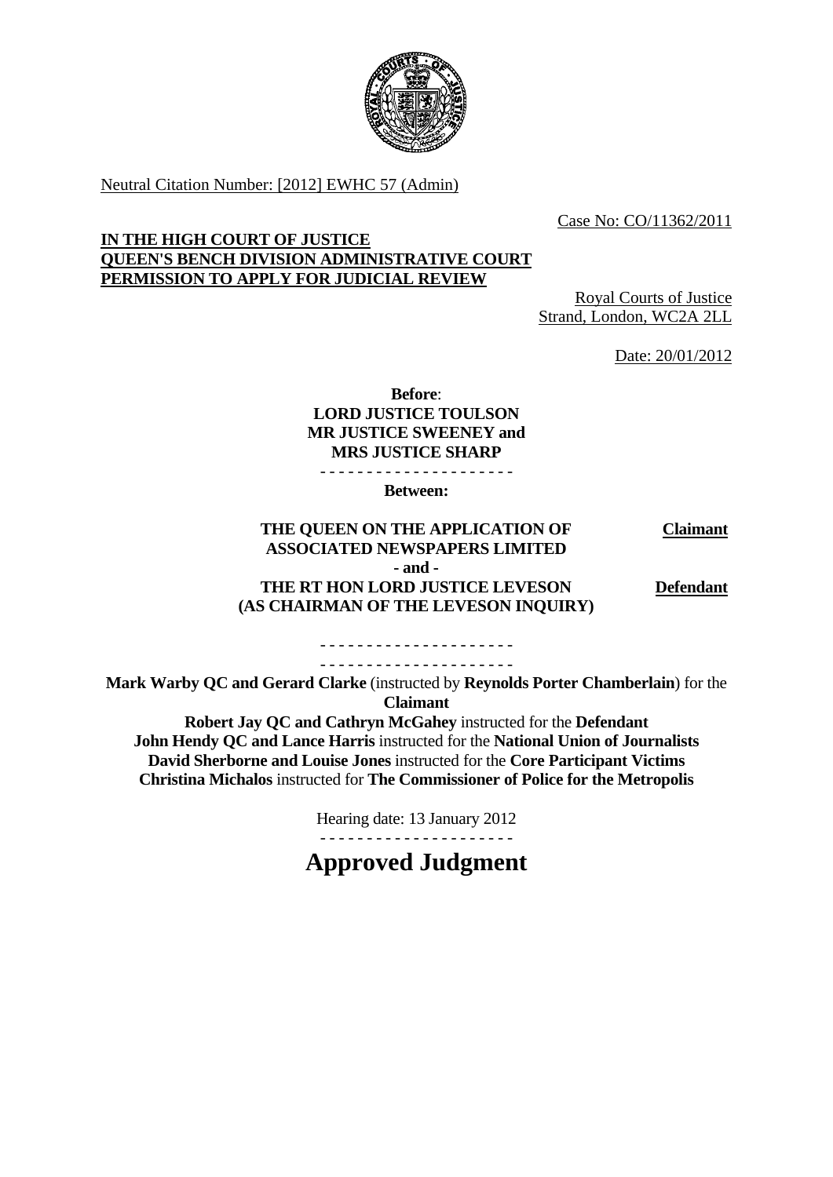Neutral Citation Number: [2012] EWHC 57 (Admin)

Case No: CO/11362/2011

**IN THE HIGH COURT OF JUSTICE**
**QUEEN'S BENCH DIVISION ADMINISTRATIVE COURT**
**PERMISSION TO APPLY FOR JUDICIAL REVIEW**

Royal Courts of Justice
Strand, London, WC2A 2LL

Date: 20/01/2012

**Before**:

**LORD JUSTICE TOULSON**
**MR JUSTICE SWEENEY and**
**MRS JUSTICE SHARP**

- - - - - - - - - - - - - - - - - - - - -

**Between:**

| | |
|---|---|
| **THE QUEEN ON THE APPLICATION OF ASSOCIATED NEWSPAPERS LIMITED** | **Claimant** |
| **- and -** | |
| **THE RT HON LORD JUSTICE LEVESON (AS CHAIRMAN OF THE LEVESON INQUIRY)** | **Defendant** |

- - - - - - - - - - - - - - - - - - - - -
- - - - - - - - - - - - - - - - - - - - -

**Mark Warby QC and Gerard Clarke** (instructed by **Reynolds Porter Chamberlain**) for the **Claimant**
**Robert Jay QC and Cathryn McGahey** instructed for the **Defendant**
**John Hendy QC and Lance Harris** instructed for the **National Union of Journalists**
**David Sherborne and Louise Jones** instructed for the **Core Participant Victims**
**Christina Michalos** instructed for **The Commissioner of Police for the Metropolis**

Hearing date: 13 January 2012

- - - - - - - - - - - - - - - - - - - - -

# Approved Judgment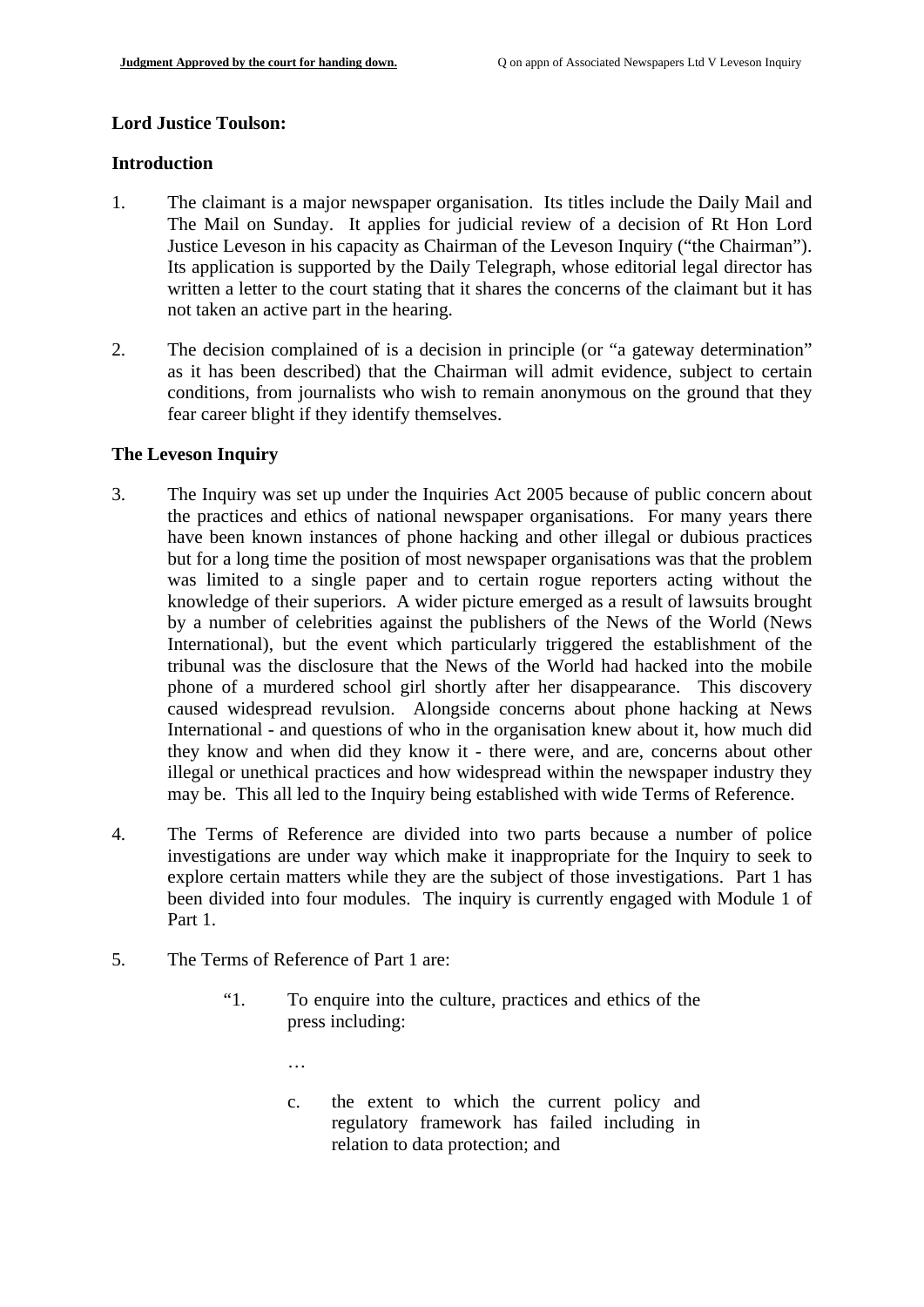**Lord Justice Toulson:**

**Introduction**

1. The claimant is a major newspaper organisation. Its titles include the Daily Mail and The Mail on Sunday. It applies for judicial review of a decision of Rt Hon Lord Justice Leveson in his capacity as Chairman of the Leveson Inquiry ("the Chairman"). Its application is supported by the Daily Telegraph, whose editorial legal director has written a letter to the court stating that it shares the concerns of the claimant but it has not taken an active part in the hearing.

2. The decision complained of is a decision in principle (or "a gateway determination" as it has been described) that the Chairman will admit evidence, subject to certain conditions, from journalists who wish to remain anonymous on the ground that they fear career blight if they identify themselves.

**The Leveson Inquiry**

3. The Inquiry was set up under the Inquiries Act 2005 because of public concern about the practices and ethics of national newspaper organisations. For many years there have been known instances of phone hacking and other illegal or dubious practices but for a long time the position of most newspaper organisations was that the problem was limited to a single paper and to certain rogue reporters acting without the knowledge of their superiors. A wider picture emerged as a result of lawsuits brought by a number of celebrities against the publishers of the News of the World (News International), but the event which particularly triggered the establishment of the tribunal was the disclosure that the News of the World had hacked into the mobile phone of a murdered school girl shortly after her disappearance. This discovery caused widespread revulsion. Alongside concerns about phone hacking at News International - and questions of who in the organisation knew about it, how much did they know and when did they know it - there were, and are, concerns about other illegal or unethical practices and how widespread within the newspaper industry they may be. This all led to the Inquiry being established with wide Terms of Reference.

4. The Terms of Reference are divided into two parts because a number of police investigations are under way which make it inappropriate for the Inquiry to seek to explore certain matters while they are the subject of those investigations. Part 1 has been divided into four modules. The inquiry is currently engaged with Module 1 of Part 1.

5. The Terms of Reference of Part 1 are:

> "1. To enquire into the culture, practices and ethics of the press including:
>
> …
>
> c. the extent to which the current policy and regulatory framework has failed including in relation to data protection; and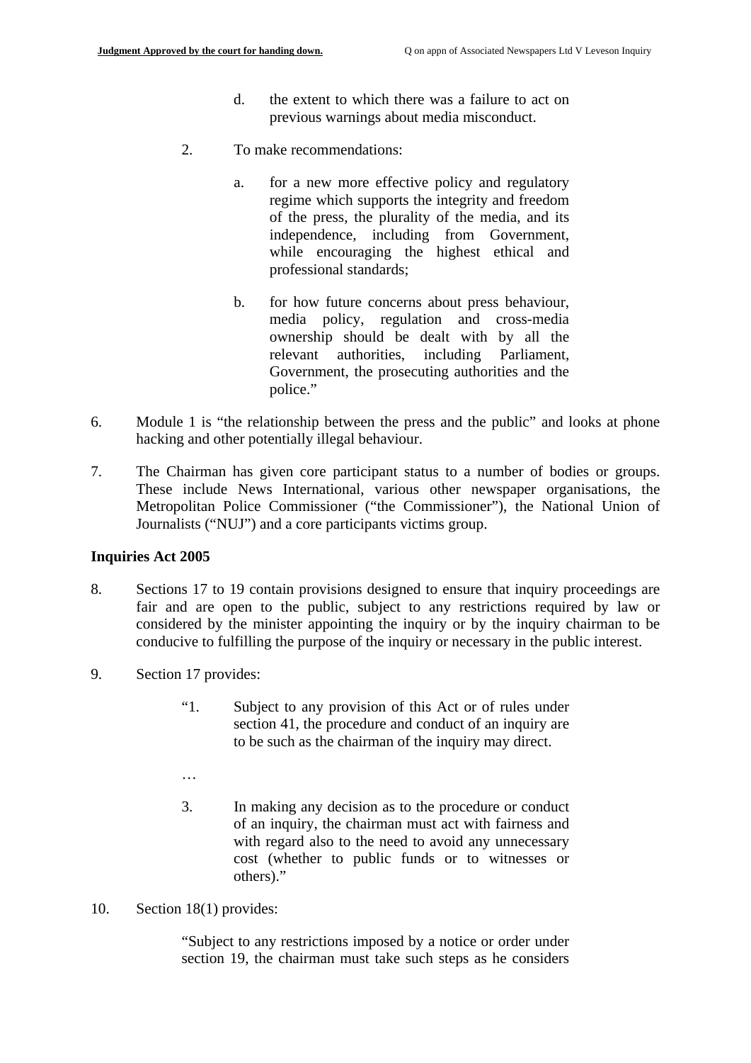d. the extent to which there was a failure to act on previous warnings about media misconduct.

2. To make recommendations:

a. for a new more effective policy and regulatory regime which supports the integrity and freedom of the press, the plurality of the media, and its independence, including from Government, while encouraging the highest ethical and professional standards;

b. for how future concerns about press behaviour, media policy, regulation and cross-media ownership should be dealt with by all the relevant authorities, including Parliament, Government, the prosecuting authorities and the police."

6. Module 1 is "the relationship between the press and the public" and looks at phone hacking and other potentially illegal behaviour.

7. The Chairman has given core participant status to a number of bodies or groups. These include News International, various other newspaper organisations, the Metropolitan Police Commissioner ("the Commissioner"), the National Union of Journalists ("NUJ") and a core participants victims group.

**Inquiries Act 2005**

8. Sections 17 to 19 contain provisions designed to ensure that inquiry proceedings are fair and are open to the public, subject to any restrictions required by law or considered by the minister appointing the inquiry or by the inquiry chairman to be conducive to fulfilling the purpose of the inquiry or necessary in the public interest.

9. Section 17 provides:

> "1. Subject to any provision of this Act or of rules under section 41, the procedure and conduct of an inquiry are to be such as the chairman of the inquiry may direct.
>
> …
>
> 3. In making any decision as to the procedure or conduct of an inquiry, the chairman must act with fairness and with regard also to the need to avoid any unnecessary cost (whether to public funds or to witnesses or others)."

10. Section 18(1) provides:

> "Subject to any restrictions imposed by a notice or order under section 19, the chairman must take such steps as he considers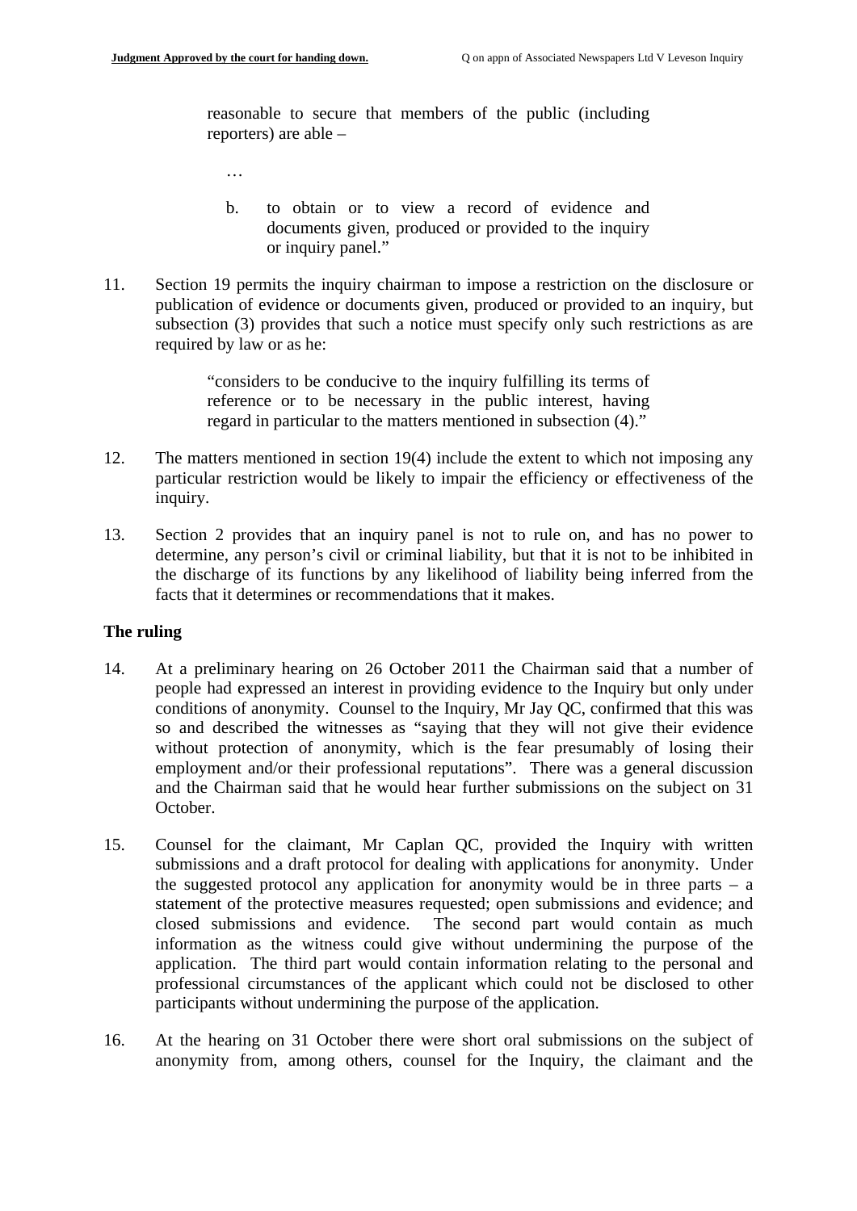> reasonable to secure that members of the public (including reporters) are able –
>
> …
>
> b. to obtain or to view a record of evidence and documents given, produced or provided to the inquiry or inquiry panel."

11. Section 19 permits the inquiry chairman to impose a restriction on the disclosure or publication of evidence or documents given, produced or provided to an inquiry, but subsection (3) provides that such a notice must specify only such restrictions as are required by law or as he:

> "considers to be conducive to the inquiry fulfilling its terms of reference or to be necessary in the public interest, having regard in particular to the matters mentioned in subsection (4)."

12. The matters mentioned in section 19(4) include the extent to which not imposing any particular restriction would be likely to impair the efficiency or effectiveness of the inquiry.

13. Section 2 provides that an inquiry panel is not to rule on, and has no power to determine, any person's civil or criminal liability, but that it is not to be inhibited in the discharge of its functions by any likelihood of liability being inferred from the facts that it determines or recommendations that it makes.

**The ruling**

14. At a preliminary hearing on 26 October 2011 the Chairman said that a number of people had expressed an interest in providing evidence to the Inquiry but only under conditions of anonymity. Counsel to the Inquiry, Mr Jay QC, confirmed that this was so and described the witnesses as "saying that they will not give their evidence without protection of anonymity, which is the fear presumably of losing their employment and/or their professional reputations". There was a general discussion and the Chairman said that he would hear further submissions on the subject on 31 October.

15. Counsel for the claimant, Mr Caplan QC, provided the Inquiry with written submissions and a draft protocol for dealing with applications for anonymity. Under the suggested protocol any application for anonymity would be in three parts – a statement of the protective measures requested; open submissions and evidence; and closed submissions and evidence. The second part would contain as much information as the witness could give without undermining the purpose of the application. The third part would contain information relating to the personal and professional circumstances of the applicant which could not be disclosed to other participants without undermining the purpose of the application.

16. At the hearing on 31 October there were short oral submissions on the subject of anonymity from, among others, counsel for the Inquiry, the claimant and the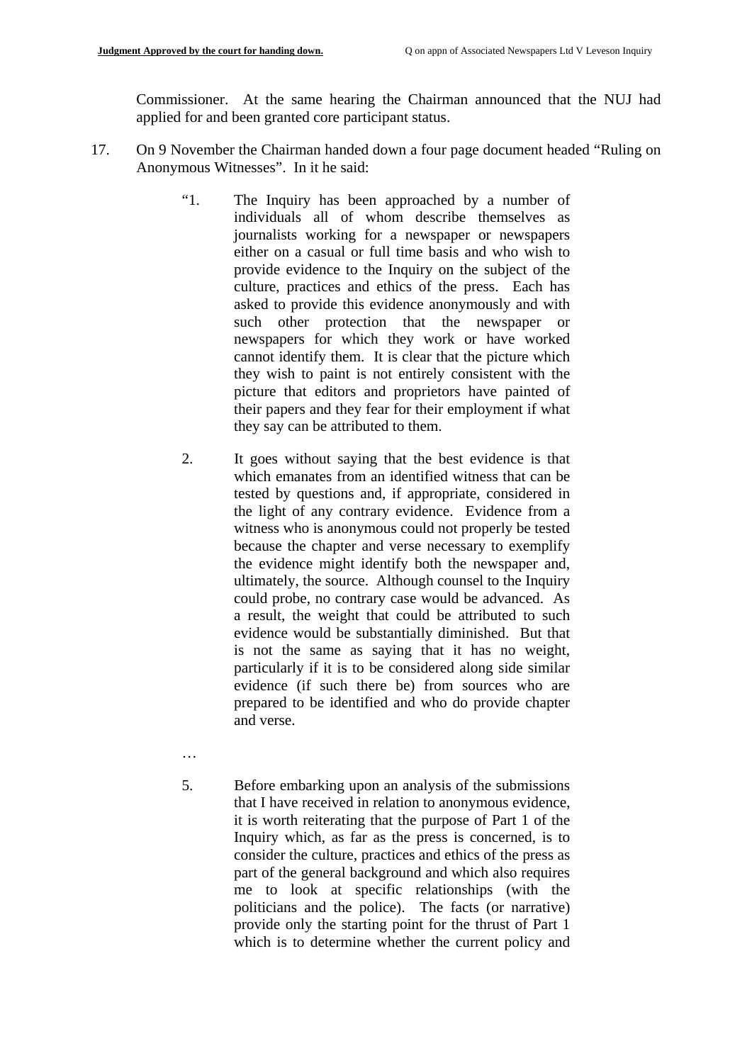Commissioner. At the same hearing the Chairman announced that the NUJ had applied for and been granted core participant status.

17. On 9 November the Chairman handed down a four page document headed "Ruling on Anonymous Witnesses". In it he said:

> "1. The Inquiry has been approached by a number of individuals all of whom describe themselves as journalists working for a newspaper or newspapers either on a casual or full time basis and who wish to provide evidence to the Inquiry on the subject of the culture, practices and ethics of the press. Each has asked to provide this evidence anonymously and with such other protection that the newspaper or newspapers for which they work or have worked cannot identify them. It is clear that the picture which they wish to paint is not entirely consistent with the picture that editors and proprietors have painted of their papers and they fear for their employment if what they say can be attributed to them.
>
> 2. It goes without saying that the best evidence is that which emanates from an identified witness that can be tested by questions and, if appropriate, considered in the light of any contrary evidence. Evidence from a witness who is anonymous could not properly be tested because the chapter and verse necessary to exemplify the evidence might identify both the newspaper and, ultimately, the source. Although counsel to the Inquiry could probe, no contrary case would be advanced. As a result, the weight that could be attributed to such evidence would be substantially diminished. But that is not the same as saying that it has no weight, particularly if it is to be considered along side similar evidence (if such there be) from sources who are prepared to be identified and who do provide chapter and verse.
>
> …
>
> 5. Before embarking upon an analysis of the submissions that I have received in relation to anonymous evidence, it is worth reiterating that the purpose of Part 1 of the Inquiry which, as far as the press is concerned, is to consider the culture, practices and ethics of the press as part of the general background and which also requires me to look at specific relationships (with the politicians and the police). The facts (or narrative) provide only the starting point for the thrust of Part 1 which is to determine whether the current policy and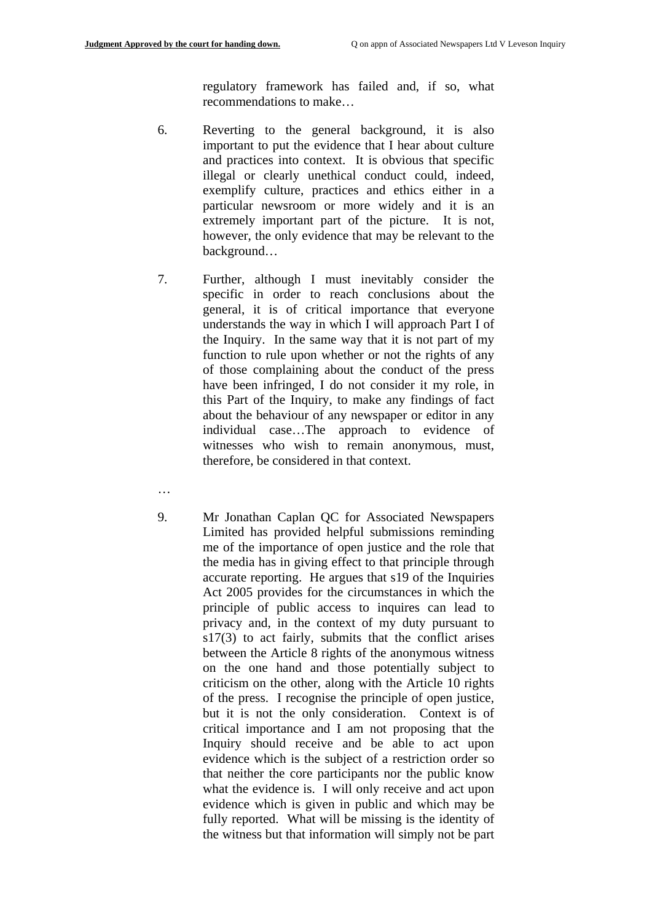regulatory framework has failed and, if so, what recommendations to make…

6. Reverting to the general background, it is also important to put the evidence that I hear about culture and practices into context. It is obvious that specific illegal or clearly unethical conduct could, indeed, exemplify culture, practices and ethics either in a particular newsroom or more widely and it is an extremely important part of the picture. It is not, however, the only evidence that may be relevant to the background…

7. Further, although I must inevitably consider the specific in order to reach conclusions about the general, it is of critical importance that everyone understands the way in which I will approach Part I of the Inquiry. In the same way that it is not part of my function to rule upon whether or not the rights of any of those complaining about the conduct of the press have been infringed, I do not consider it my role, in this Part of the Inquiry, to make any findings of fact about the behaviour of any newspaper or editor in any individual case…The approach to evidence of witnesses who wish to remain anonymous, must, therefore, be considered in that context.

…

9. Mr Jonathan Caplan QC for Associated Newspapers Limited has provided helpful submissions reminding me of the importance of open justice and the role that the media has in giving effect to that principle through accurate reporting. He argues that s19 of the Inquiries Act 2005 provides for the circumstances in which the principle of public access to inquires can lead to privacy and, in the context of my duty pursuant to s17(3) to act fairly, submits that the conflict arises between the Article 8 rights of the anonymous witness on the one hand and those potentially subject to criticism on the other, along with the Article 10 rights of the press. I recognise the principle of open justice, but it is not the only consideration. Context is of critical importance and I am not proposing that the Inquiry should receive and be able to act upon evidence which is the subject of a restriction order so that neither the core participants nor the public know what the evidence is. I will only receive and act upon evidence which is given in public and which may be fully reported. What will be missing is the identity of the witness but that information will simply not be part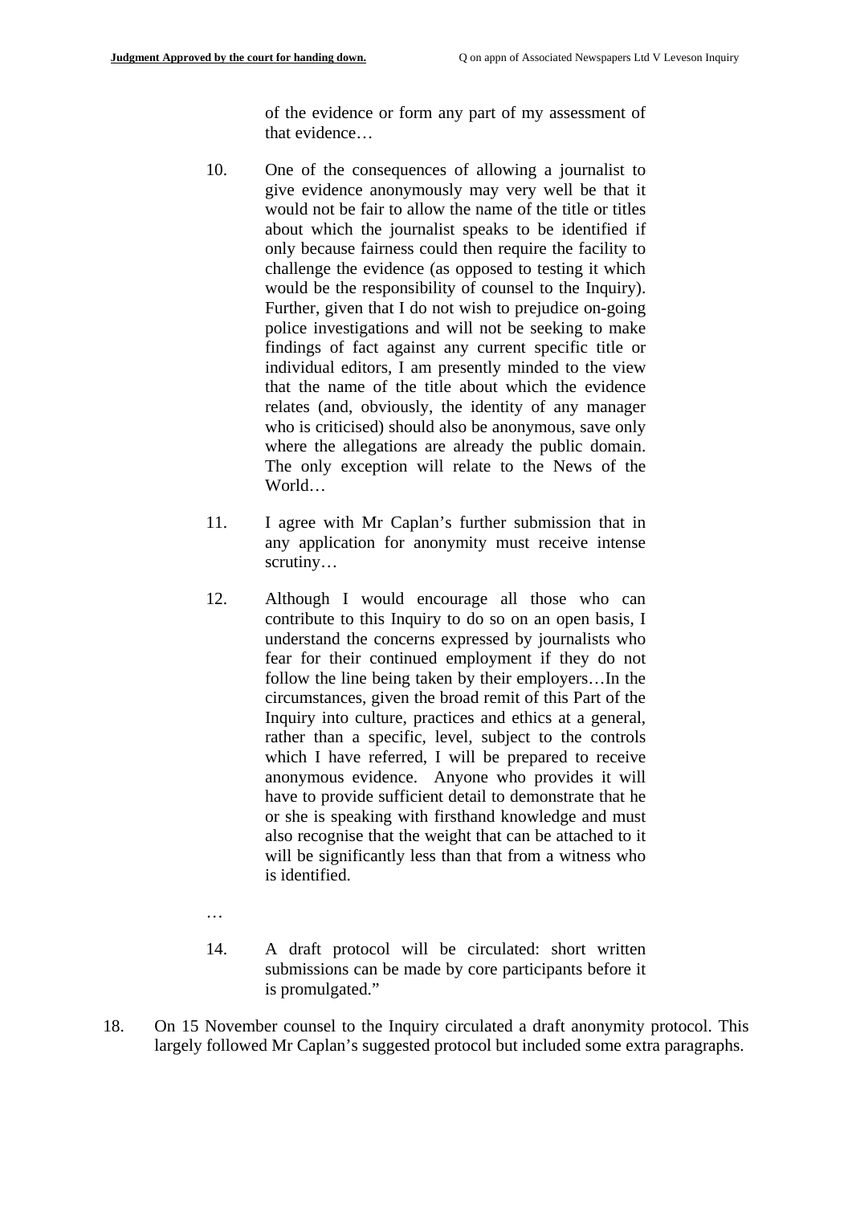> of the evidence or form any part of my assessment of that evidence…
>
> 10. One of the consequences of allowing a journalist to give evidence anonymously may very well be that it would not be fair to allow the name of the title or titles about which the journalist speaks to be identified if only because fairness could then require the facility to challenge the evidence (as opposed to testing it which would be the responsibility of counsel to the Inquiry). Further, given that I do not wish to prejudice on-going police investigations and will not be seeking to make findings of fact against any current specific title or individual editors, I am presently minded to the view that the name of the title about which the evidence relates (and, obviously, the identity of any manager who is criticised) should also be anonymous, save only where the allegations are already the public domain. The only exception will relate to the News of the World…
>
> 11. I agree with Mr Caplan's further submission that in any application for anonymity must receive intense scrutiny…
>
> 12. Although I would encourage all those who can contribute to this Inquiry to do so on an open basis, I understand the concerns expressed by journalists who fear for their continued employment if they do not follow the line being taken by their employers…In the circumstances, given the broad remit of this Part of the Inquiry into culture, practices and ethics at a general, rather than a specific, level, subject to the controls which I have referred, I will be prepared to receive anonymous evidence. Anyone who provides it will have to provide sufficient detail to demonstrate that he or she is speaking with firsthand knowledge and must also recognise that the weight that can be attached to it will be significantly less than that from a witness who is identified.
>
> …
>
> 14. A draft protocol will be circulated: short written submissions can be made by core participants before it is promulgated."

18. On 15 November counsel to the Inquiry circulated a draft anonymity protocol. This largely followed Mr Caplan's suggested protocol but included some extra paragraphs.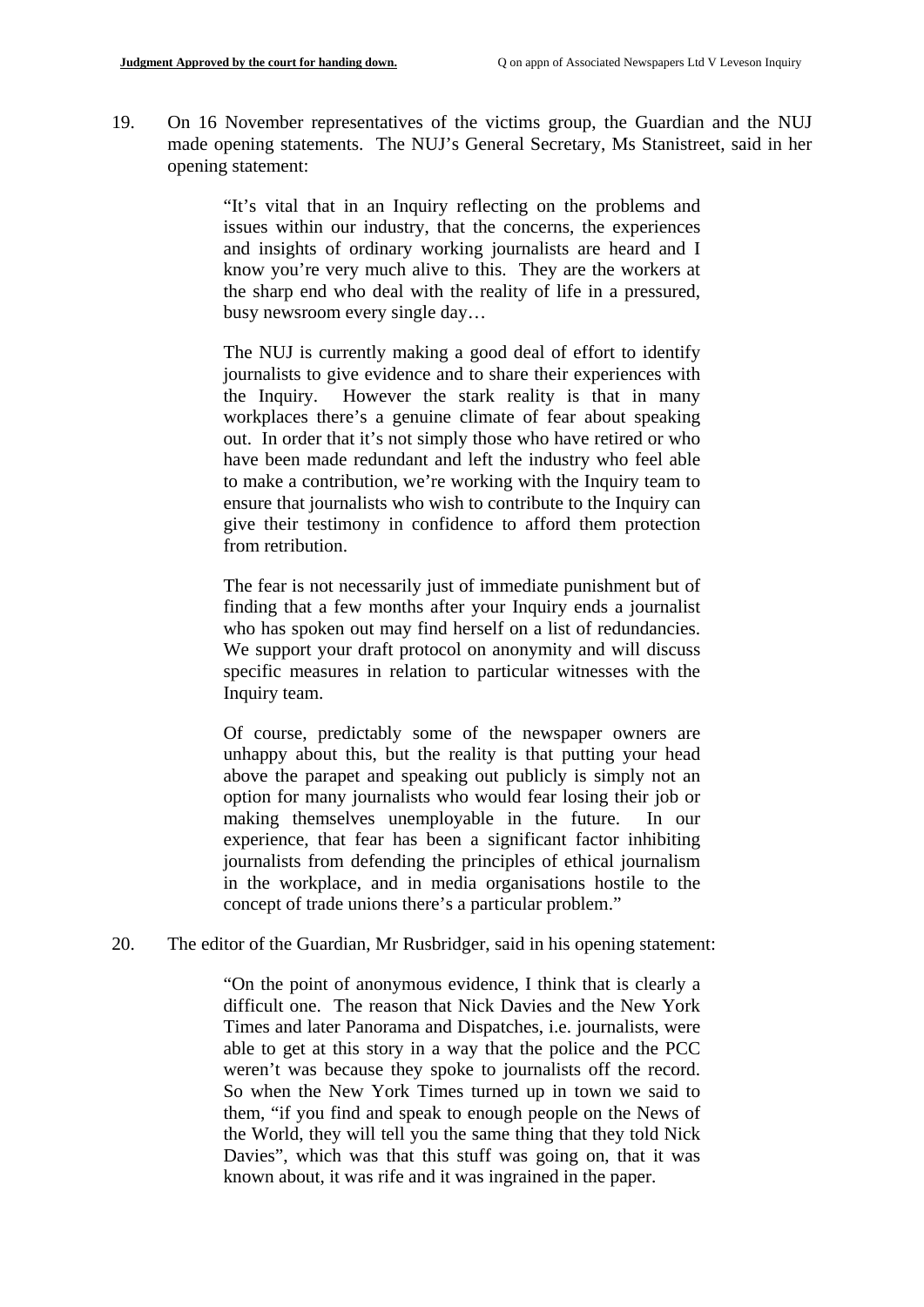19. On 16 November representatives of the victims group, the Guardian and the NUJ made opening statements. The NUJ's General Secretary, Ms Stanistreet, said in her opening statement:

> "It's vital that in an Inquiry reflecting on the problems and issues within our industry, that the concerns, the experiences and insights of ordinary working journalists are heard and I know you're very much alive to this. They are the workers at the sharp end who deal with the reality of life in a pressured, busy newsroom every single day…
>
> The NUJ is currently making a good deal of effort to identify journalists to give evidence and to share their experiences with the Inquiry. However the stark reality is that in many workplaces there's a genuine climate of fear about speaking out. In order that it's not simply those who have retired or who have been made redundant and left the industry who feel able to make a contribution, we're working with the Inquiry team to ensure that journalists who wish to contribute to the Inquiry can give their testimony in confidence to afford them protection from retribution.
>
> The fear is not necessarily just of immediate punishment but of finding that a few months after your Inquiry ends a journalist who has spoken out may find herself on a list of redundancies. We support your draft protocol on anonymity and will discuss specific measures in relation to particular witnesses with the Inquiry team.
>
> Of course, predictably some of the newspaper owners are unhappy about this, but the reality is that putting your head above the parapet and speaking out publicly is simply not an option for many journalists who would fear losing their job or making themselves unemployable in the future. In our experience, that fear has been a significant factor inhibiting journalists from defending the principles of ethical journalism in the workplace, and in media organisations hostile to the concept of trade unions there's a particular problem."

20. The editor of the Guardian, Mr Rusbridger, said in his opening statement:

> "On the point of anonymous evidence, I think that is clearly a difficult one. The reason that Nick Davies and the New York Times and later Panorama and Dispatches, i.e. journalists, were able to get at this story in a way that the police and the PCC weren't was because they spoke to journalists off the record. So when the New York Times turned up in town we said to them, "if you find and speak to enough people on the News of the World, they will tell you the same thing that they told Nick Davies", which was that this stuff was going on, that it was known about, it was rife and it was ingrained in the paper.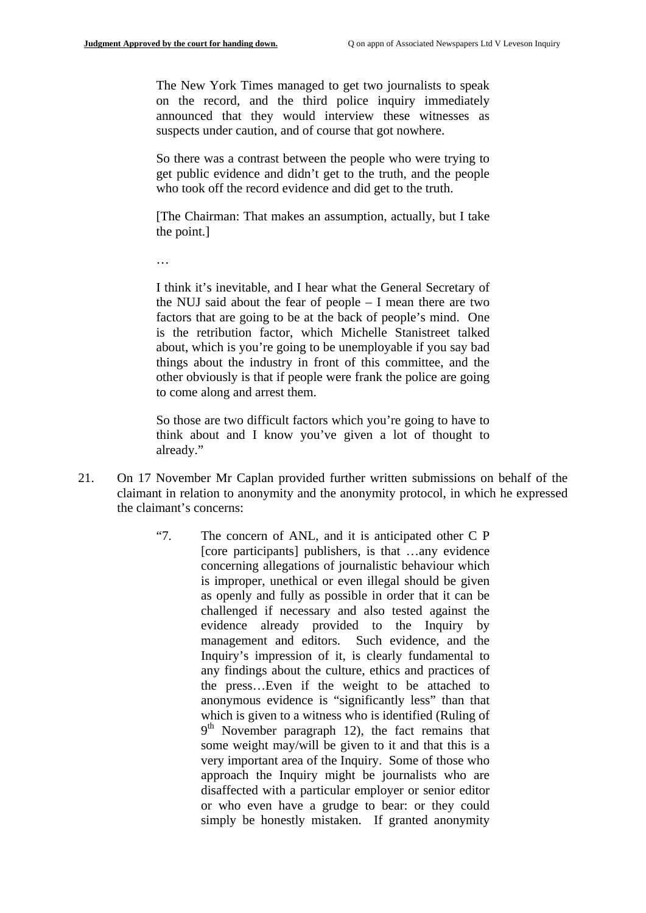> The New York Times managed to get two journalists to speak on the record, and the third police inquiry immediately announced that they would interview these witnesses as suspects under caution, and of course that got nowhere.
>
> So there was a contrast between the people who were trying to get public evidence and didn't get to the truth, and the people who took off the record evidence and did get to the truth.
>
> [The Chairman: That makes an assumption, actually, but I take the point.]
>
> …
>
> I think it's inevitable, and I hear what the General Secretary of the NUJ said about the fear of people – I mean there are two factors that are going to be at the back of people's mind. One is the retribution factor, which Michelle Stanistreet talked about, which is you're going to be unemployable if you say bad things about the industry in front of this committee, and the other obviously is that if people were frank the police are going to come along and arrest them.
>
> So those are two difficult factors which you're going to have to think about and I know you've given a lot of thought to already."

21. On 17 November Mr Caplan provided further written submissions on behalf of the claimant in relation to anonymity and the anonymity protocol, in which he expressed the claimant's concerns:

> "7. The concern of ANL, and it is anticipated other C P [core participants] publishers, is that …any evidence concerning allegations of journalistic behaviour which is improper, unethical or even illegal should be given as openly and fully as possible in order that it can be challenged if necessary and also tested against the evidence already provided to the Inquiry by management and editors. Such evidence, and the Inquiry's impression of it, is clearly fundamental to any findings about the culture, ethics and practices of the press…Even if the weight to be attached to anonymous evidence is "significantly less" than that which is given to a witness who is identified (Ruling of 9th November paragraph 12), the fact remains that some weight may/will be given to it and that this is a very important area of the Inquiry. Some of those who approach the Inquiry might be journalists who are disaffected with a particular employer or senior editor or who even have a grudge to bear: or they could simply be honestly mistaken. If granted anonymity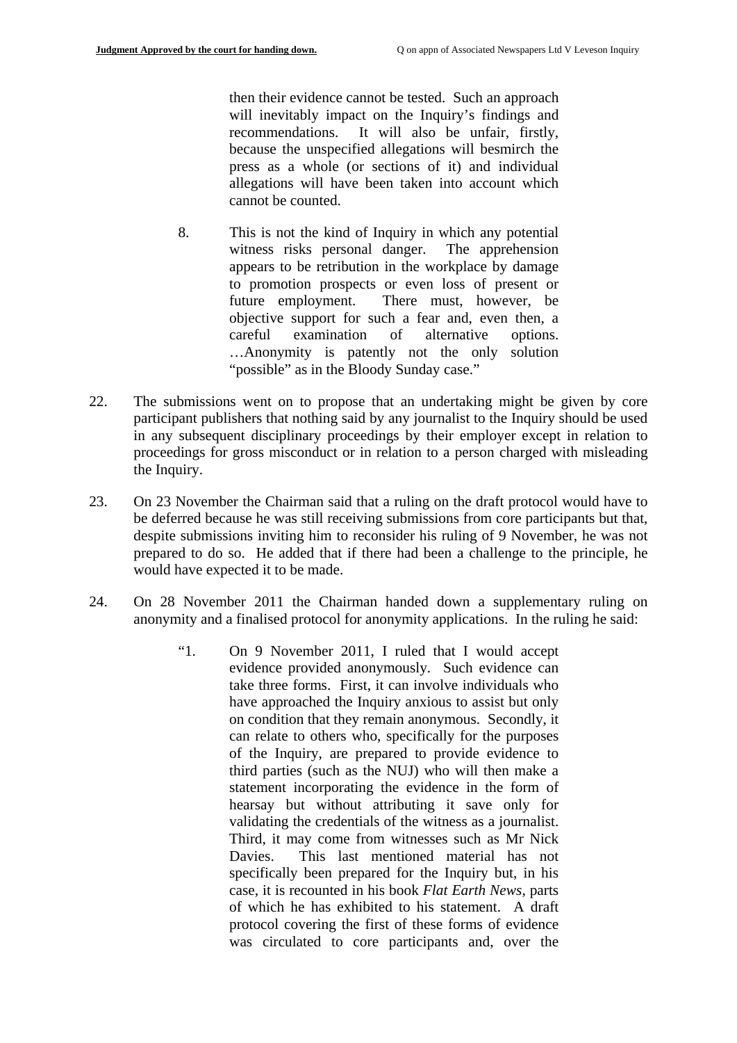> then their evidence cannot be tested. Such an approach will inevitably impact on the Inquiry's findings and recommendations. It will also be unfair, firstly, because the unspecified allegations will besmirch the press as a whole (or sections of it) and individual allegations will have been taken into account which cannot be counted.
>
> 8. This is not the kind of Inquiry in which any potential witness risks personal danger. The apprehension appears to be retribution in the workplace by damage to promotion prospects or even loss of present or future employment. There must, however, be objective support for such a fear and, even then, a careful examination of alternative options. …Anonymity is patently not the only solution "possible" as in the Bloody Sunday case."

22. The submissions went on to propose that an undertaking might be given by core participant publishers that nothing said by any journalist to the Inquiry should be used in any subsequent disciplinary proceedings by their employer except in relation to proceedings for gross misconduct or in relation to a person charged with misleading the Inquiry.

23. On 23 November the Chairman said that a ruling on the draft protocol would have to be deferred because he was still receiving submissions from core participants but that, despite submissions inviting him to reconsider his ruling of 9 November, he was not prepared to do so. He added that if there had been a challenge to the principle, he would have expected it to be made.

24. On 28 November 2011 the Chairman handed down a supplementary ruling on anonymity and a finalised protocol for anonymity applications. In the ruling he said:

> "1. On 9 November 2011, I ruled that I would accept evidence provided anonymously. Such evidence can take three forms. First, it can involve individuals who have approached the Inquiry anxious to assist but only on condition that they remain anonymous. Secondly, it can relate to others who, specifically for the purposes of the Inquiry, are prepared to provide evidence to third parties (such as the NUJ) who will then make a statement incorporating the evidence in the form of hearsay but without attributing it save only for validating the credentials of the witness as a journalist. Third, it may come from witnesses such as Mr Nick Davies. This last mentioned material has not specifically been prepared for the Inquiry but, in his case, it is recounted in his book *Flat Earth News*, parts of which he has exhibited to his statement. A draft protocol covering the first of these forms of evidence was circulated to core participants and, over the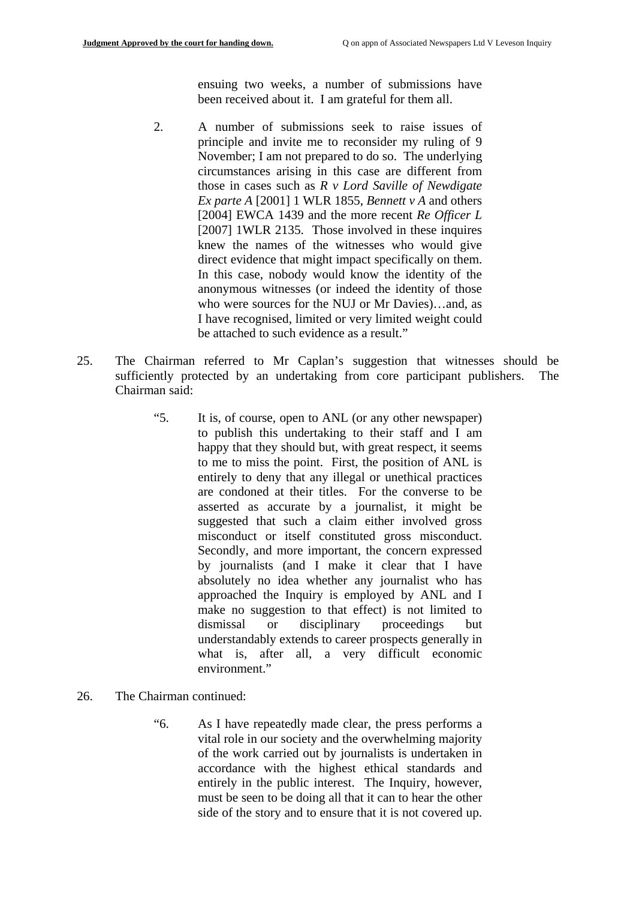ensuing two weeks, a number of submissions have been received about it. I am grateful for them all.

> 2. A number of submissions seek to raise issues of principle and invite me to reconsider my ruling of 9 November; I am not prepared to do so. The underlying circumstances arising in this case are different from those in cases such as *R v Lord Saville of Newdigate Ex parte A* [2001] 1 WLR 1855, *Bennett v A* and others [2004] EWCA 1439 and the more recent *Re Officer L* [2007] 1WLR 2135. Those involved in these inquires knew the names of the witnesses who would give direct evidence that might impact specifically on them. In this case, nobody would know the identity of the anonymous witnesses (or indeed the identity of those who were sources for the NUJ or Mr Davies)…and, as I have recognised, limited or very limited weight could be attached to such evidence as a result."

25. The Chairman referred to Mr Caplan's suggestion that witnesses should be sufficiently protected by an undertaking from core participant publishers. The Chairman said:

> "5. It is, of course, open to ANL (or any other newspaper) to publish this undertaking to their staff and I am happy that they should but, with great respect, it seems to me to miss the point. First, the position of ANL is entirely to deny that any illegal or unethical practices are condoned at their titles. For the converse to be asserted as accurate by a journalist, it might be suggested that such a claim either involved gross misconduct or itself constituted gross misconduct. Secondly, and more important, the concern expressed by journalists (and I make it clear that I have absolutely no idea whether any journalist who has approached the Inquiry is employed by ANL and I make no suggestion to that effect) is not limited to dismissal or disciplinary proceedings but understandably extends to career prospects generally in what is, after all, a very difficult economic environment."

26. The Chairman continued:

> "6. As I have repeatedly made clear, the press performs a vital role in our society and the overwhelming majority of the work carried out by journalists is undertaken in accordance with the highest ethical standards and entirely in the public interest. The Inquiry, however, must be seen to be doing all that it can to hear the other side of the story and to ensure that it is not covered up.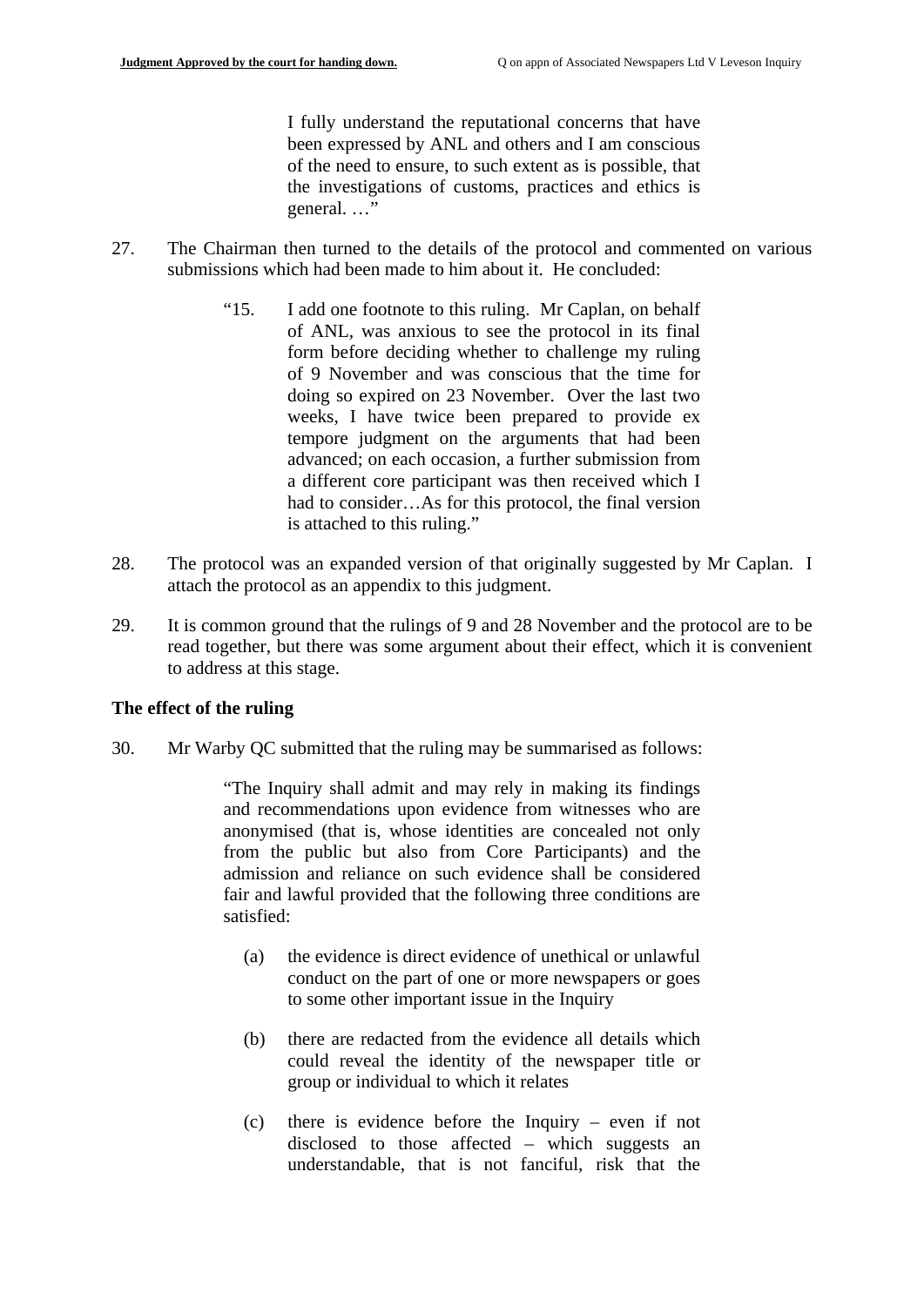> I fully understand the reputational concerns that have been expressed by ANL and others and I am conscious of the need to ensure, to such extent as is possible, that the investigations of customs, practices and ethics is general. …"

27. The Chairman then turned to the details of the protocol and commented on various submissions which had been made to him about it. He concluded:

> "15. I add one footnote to this ruling. Mr Caplan, on behalf of ANL, was anxious to see the protocol in its final form before deciding whether to challenge my ruling of 9 November and was conscious that the time for doing so expired on 23 November. Over the last two weeks, I have twice been prepared to provide ex tempore judgment on the arguments that had been advanced; on each occasion, a further submission from a different core participant was then received which I had to consider…As for this protocol, the final version is attached to this ruling."

28. The protocol was an expanded version of that originally suggested by Mr Caplan. I attach the protocol as an appendix to this judgment.

29. It is common ground that the rulings of 9 and 28 November and the protocol are to be read together, but there was some argument about their effect, which it is convenient to address at this stage.

**The effect of the ruling**

30. Mr Warby QC submitted that the ruling may be summarised as follows:

> "The Inquiry shall admit and may rely in making its findings and recommendations upon evidence from witnesses who are anonymised (that is, whose identities are concealed not only from the public but also from Core Participants) and the admission and reliance on such evidence shall be considered fair and lawful provided that the following three conditions are satisfied:
>
> (a) the evidence is direct evidence of unethical or unlawful conduct on the part of one or more newspapers or goes to some other important issue in the Inquiry
>
> (b) there are redacted from the evidence all details which could reveal the identity of the newspaper title or group or individual to which it relates
>
> (c) there is evidence before the Inquiry – even if not disclosed to those affected – which suggests an understandable, that is not fanciful, risk that the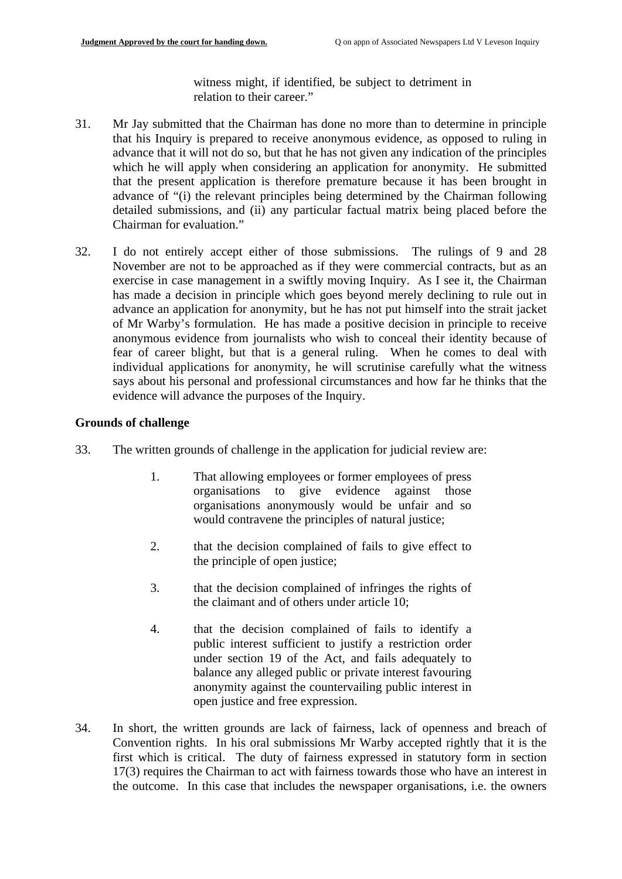witness might, if identified, be subject to detriment in relation to their career."

31. Mr Jay submitted that the Chairman has done no more than to determine in principle that his Inquiry is prepared to receive anonymous evidence, as opposed to ruling in advance that it will not do so, but that he has not given any indication of the principles which he will apply when considering an application for anonymity. He submitted that the present application is therefore premature because it has been brought in advance of "(i) the relevant principles being determined by the Chairman following detailed submissions, and (ii) any particular factual matrix being placed before the Chairman for evaluation."

32. I do not entirely accept either of those submissions. The rulings of 9 and 28 November are not to be approached as if they were commercial contracts, but as an exercise in case management in a swiftly moving Inquiry. As I see it, the Chairman has made a decision in principle which goes beyond merely declining to rule out in advance an application for anonymity, but he has not put himself into the strait jacket of Mr Warby's formulation. He has made a positive decision in principle to receive anonymous evidence from journalists who wish to conceal their identity because of fear of career blight, but that is a general ruling. When he comes to deal with individual applications for anonymity, he will scrutinise carefully what the witness says about his personal and professional circumstances and how far he thinks that the evidence will advance the purposes of the Inquiry.

**Grounds of challenge**

33. The written grounds of challenge in the application for judicial review are:

    1. That allowing employees or former employees of press organisations to give evidence against those organisations anonymously would be unfair and so would contravene the principles of natural justice;

    2. that the decision complained of fails to give effect to the principle of open justice;

    3. that the decision complained of infringes the rights of the claimant and of others under article 10;

    4. that the decision complained of fails to identify a public interest sufficient to justify a restriction order under section 19 of the Act, and fails adequately to balance any alleged public or private interest favouring anonymity against the countervailing public interest in open justice and free expression.

34. In short, the written grounds are lack of fairness, lack of openness and breach of Convention rights. In his oral submissions Mr Warby accepted rightly that it is the first which is critical. The duty of fairness expressed in statutory form in section 17(3) requires the Chairman to act with fairness towards those who have an interest in the outcome. In this case that includes the newspaper organisations, i.e. the owners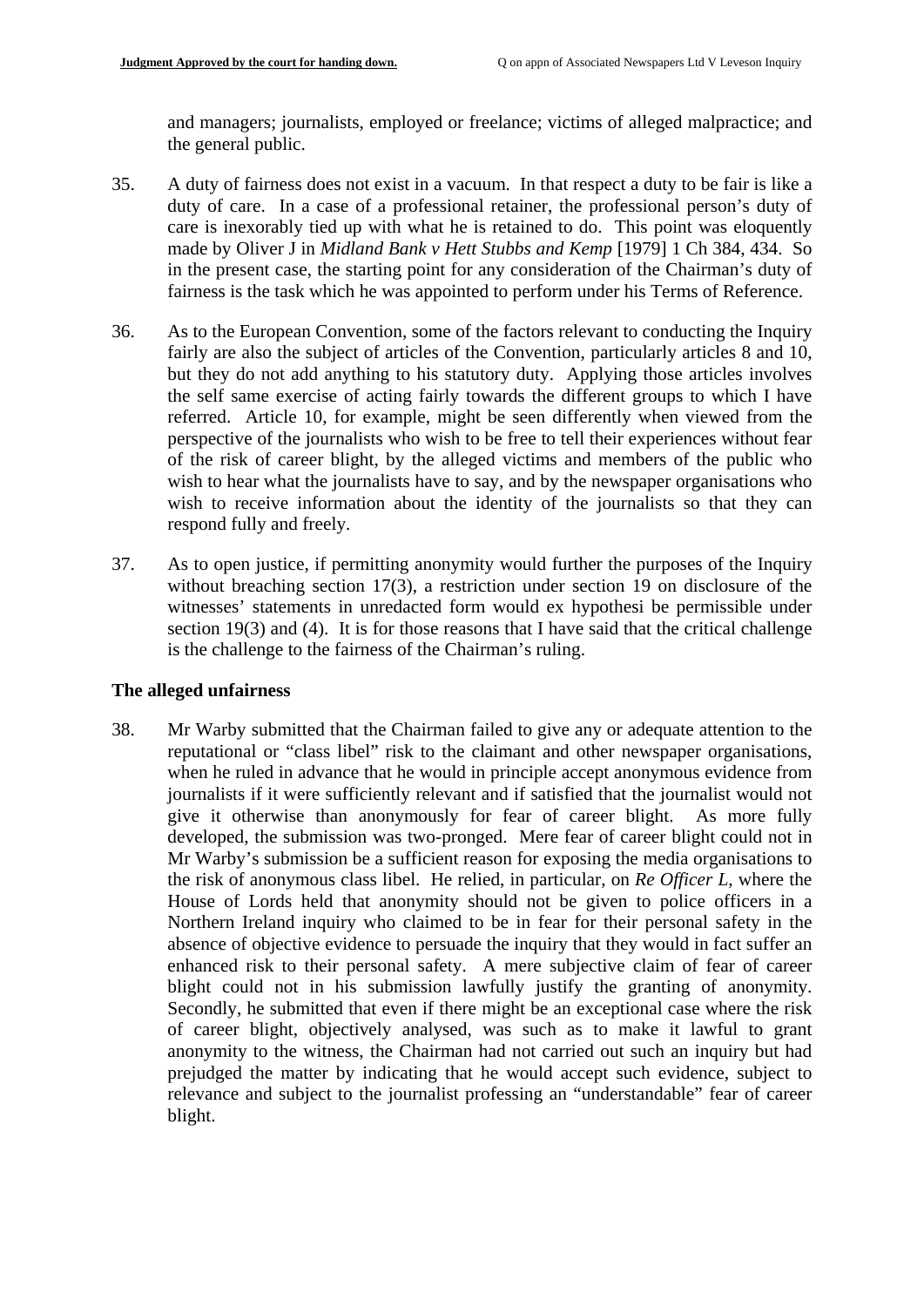and managers; journalists, employed or freelance; victims of alleged malpractice; and the general public.

35. A duty of fairness does not exist in a vacuum. In that respect a duty to be fair is like a duty of care. In a case of a professional retainer, the professional person's duty of care is inexorably tied up with what he is retained to do. This point was eloquently made by Oliver J in *Midland Bank v Hett Stubbs and Kemp* [1979] 1 Ch 384, 434. So in the present case, the starting point for any consideration of the Chairman's duty of fairness is the task which he was appointed to perform under his Terms of Reference.

36. As to the European Convention, some of the factors relevant to conducting the Inquiry fairly are also the subject of articles of the Convention, particularly articles 8 and 10, but they do not add anything to his statutory duty. Applying those articles involves the self same exercise of acting fairly towards the different groups to which I have referred. Article 10, for example, might be seen differently when viewed from the perspective of the journalists who wish to be free to tell their experiences without fear of the risk of career blight, by the alleged victims and members of the public who wish to hear what the journalists have to say, and by the newspaper organisations who wish to receive information about the identity of the journalists so that they can respond fully and freely.

37. As to open justice, if permitting anonymity would further the purposes of the Inquiry without breaching section 17(3), a restriction under section 19 on disclosure of the witnesses' statements in unredacted form would ex hypothesi be permissible under section 19(3) and (4). It is for those reasons that I have said that the critical challenge is the challenge to the fairness of the Chairman's ruling.

## The alleged unfairness

38. Mr Warby submitted that the Chairman failed to give any or adequate attention to the reputational or "class libel" risk to the claimant and other newspaper organisations, when he ruled in advance that he would in principle accept anonymous evidence from journalists if it were sufficiently relevant and if satisfied that the journalist would not give it otherwise than anonymously for fear of career blight. As more fully developed, the submission was two-pronged. Mere fear of career blight could not in Mr Warby's submission be a sufficient reason for exposing the media organisations to the risk of anonymous class libel. He relied, in particular, on *Re Officer L*, where the House of Lords held that anonymity should not be given to police officers in a Northern Ireland inquiry who claimed to be in fear for their personal safety in the absence of objective evidence to persuade the inquiry that they would in fact suffer an enhanced risk to their personal safety. A mere subjective claim of fear of career blight could not in his submission lawfully justify the granting of anonymity. Secondly, he submitted that even if there might be an exceptional case where the risk of career blight, objectively analysed, was such as to make it lawful to grant anonymity to the witness, the Chairman had not carried out such an inquiry but had prejudged the matter by indicating that he would accept such evidence, subject to relevance and subject to the journalist professing an "understandable" fear of career blight.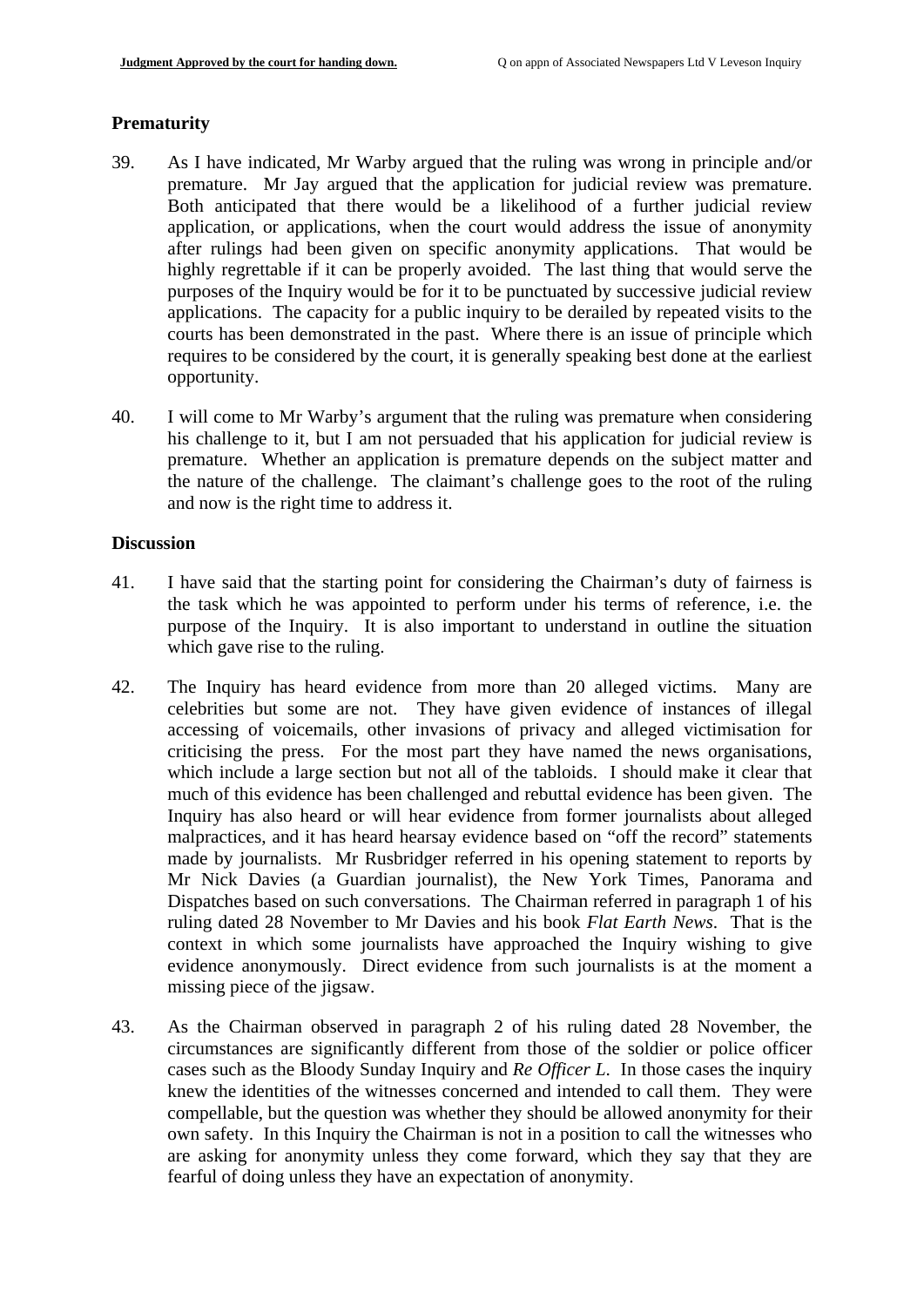## Prematurity

39. As I have indicated, Mr Warby argued that the ruling was wrong in principle and/or premature. Mr Jay argued that the application for judicial review was premature. Both anticipated that there would be a likelihood of a further judicial review application, or applications, when the court would address the issue of anonymity after rulings had been given on specific anonymity applications. That would be highly regrettable if it can be properly avoided. The last thing that would serve the purposes of the Inquiry would be for it to be punctuated by successive judicial review applications. The capacity for a public inquiry to be derailed by repeated visits to the courts has been demonstrated in the past. Where there is an issue of principle which requires to be considered by the court, it is generally speaking best done at the earliest opportunity.

40. I will come to Mr Warby's argument that the ruling was premature when considering his challenge to it, but I am not persuaded that his application for judicial review is premature. Whether an application is premature depends on the subject matter and the nature of the challenge. The claimant's challenge goes to the root of the ruling and now is the right time to address it.

## Discussion

41. I have said that the starting point for considering the Chairman's duty of fairness is the task which he was appointed to perform under his terms of reference, i.e. the purpose of the Inquiry. It is also important to understand in outline the situation which gave rise to the ruling.

42. The Inquiry has heard evidence from more than 20 alleged victims. Many are celebrities but some are not. They have given evidence of instances of illegal accessing of voicemails, other invasions of privacy and alleged victimisation for criticising the press. For the most part they have named the news organisations, which include a large section but not all of the tabloids. I should make it clear that much of this evidence has been challenged and rebuttal evidence has been given. The Inquiry has also heard or will hear evidence from former journalists about alleged malpractices, and it has heard hearsay evidence based on "off the record" statements made by journalists. Mr Rusbridger referred in his opening statement to reports by Mr Nick Davies (a Guardian journalist), the New York Times, Panorama and Dispatches based on such conversations. The Chairman referred in paragraph 1 of his ruling dated 28 November to Mr Davies and his book *Flat Earth News*. That is the context in which some journalists have approached the Inquiry wishing to give evidence anonymously. Direct evidence from such journalists is at the moment a missing piece of the jigsaw.

43. As the Chairman observed in paragraph 2 of his ruling dated 28 November, the circumstances are significantly different from those of the soldier or police officer cases such as the Bloody Sunday Inquiry and *Re Officer L*. In those cases the inquiry knew the identities of the witnesses concerned and intended to call them. They were compellable, but the question was whether they should be allowed anonymity for their own safety. In this Inquiry the Chairman is not in a position to call the witnesses who are asking for anonymity unless they come forward, which they say that they are fearful of doing unless they have an expectation of anonymity.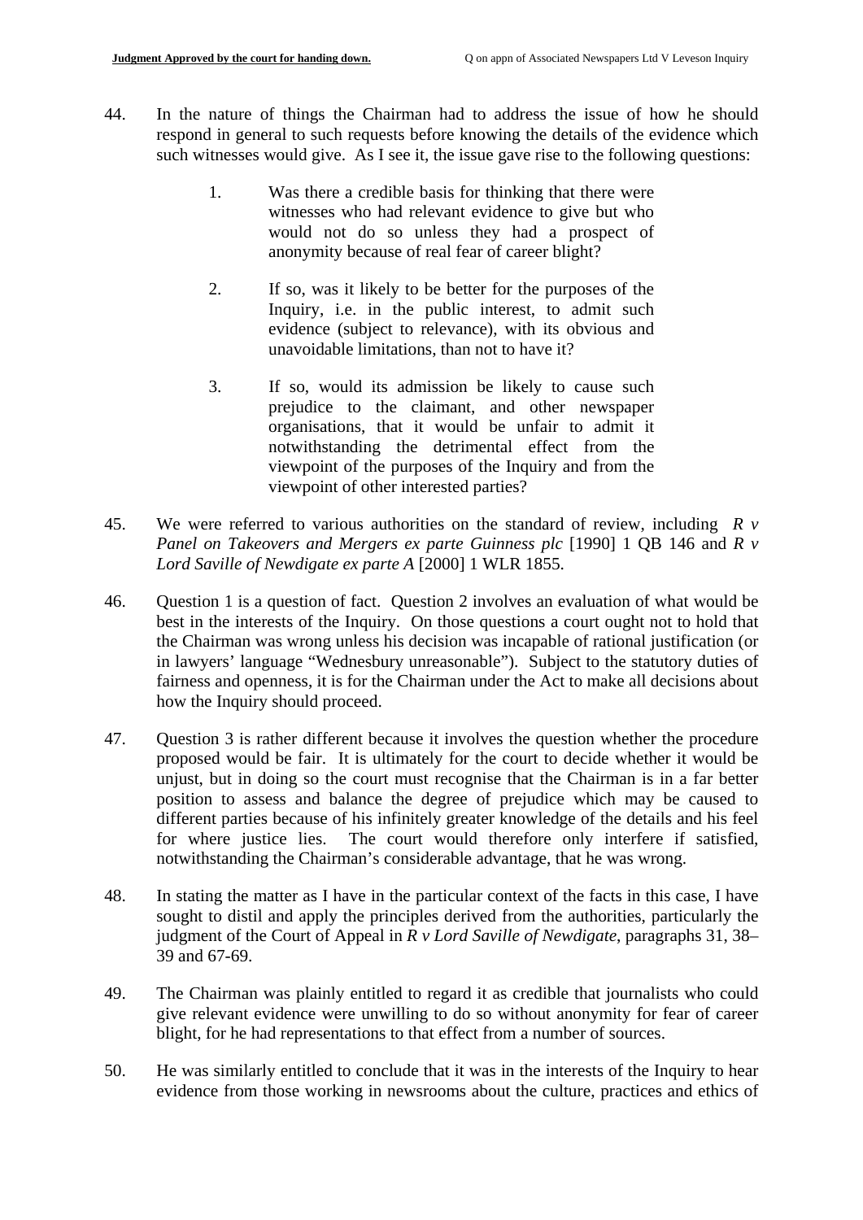44. In the nature of things the Chairman had to address the issue of how he should respond in general to such requests before knowing the details of the evidence which such witnesses would give. As I see it, the issue gave rise to the following questions:

    1. Was there a credible basis for thinking that there were witnesses who had relevant evidence to give but who would not do so unless they had a prospect of anonymity because of real fear of career blight?

    2. If so, was it likely to be better for the purposes of the Inquiry, i.e. in the public interest, to admit such evidence (subject to relevance), with its obvious and unavoidable limitations, than not to have it?

    3. If so, would its admission be likely to cause such prejudice to the claimant, and other newspaper organisations, that it would be unfair to admit it notwithstanding the detrimental effect from the viewpoint of the purposes of the Inquiry and from the viewpoint of other interested parties?

45. We were referred to various authorities on the standard of review, including *R v Panel on Takeovers and Mergers ex parte Guinness plc* [1990] 1 QB 146 and *R v Lord Saville of Newdigate ex parte A* [2000] 1 WLR 1855.

46. Question 1 is a question of fact. Question 2 involves an evaluation of what would be best in the interests of the Inquiry. On those questions a court ought not to hold that the Chairman was wrong unless his decision was incapable of rational justification (or in lawyers' language "Wednesbury unreasonable"). Subject to the statutory duties of fairness and openness, it is for the Chairman under the Act to make all decisions about how the Inquiry should proceed.

47. Question 3 is rather different because it involves the question whether the procedure proposed would be fair. It is ultimately for the court to decide whether it would be unjust, but in doing so the court must recognise that the Chairman is in a far better position to assess and balance the degree of prejudice which may be caused to different parties because of his infinitely greater knowledge of the details and his feel for where justice lies. The court would therefore only interfere if satisfied, notwithstanding the Chairman's considerable advantage, that he was wrong.

48. In stating the matter as I have in the particular context of the facts in this case, I have sought to distil and apply the principles derived from the authorities, particularly the judgment of the Court of Appeal in *R v Lord Saville of Newdigate*, paragraphs 31, 38–39 and 67-69.

49. The Chairman was plainly entitled to regard it as credible that journalists who could give relevant evidence were unwilling to do so without anonymity for fear of career blight, for he had representations to that effect from a number of sources.

50. He was similarly entitled to conclude that it was in the interests of the Inquiry to hear evidence from those working in newsrooms about the culture, practices and ethics of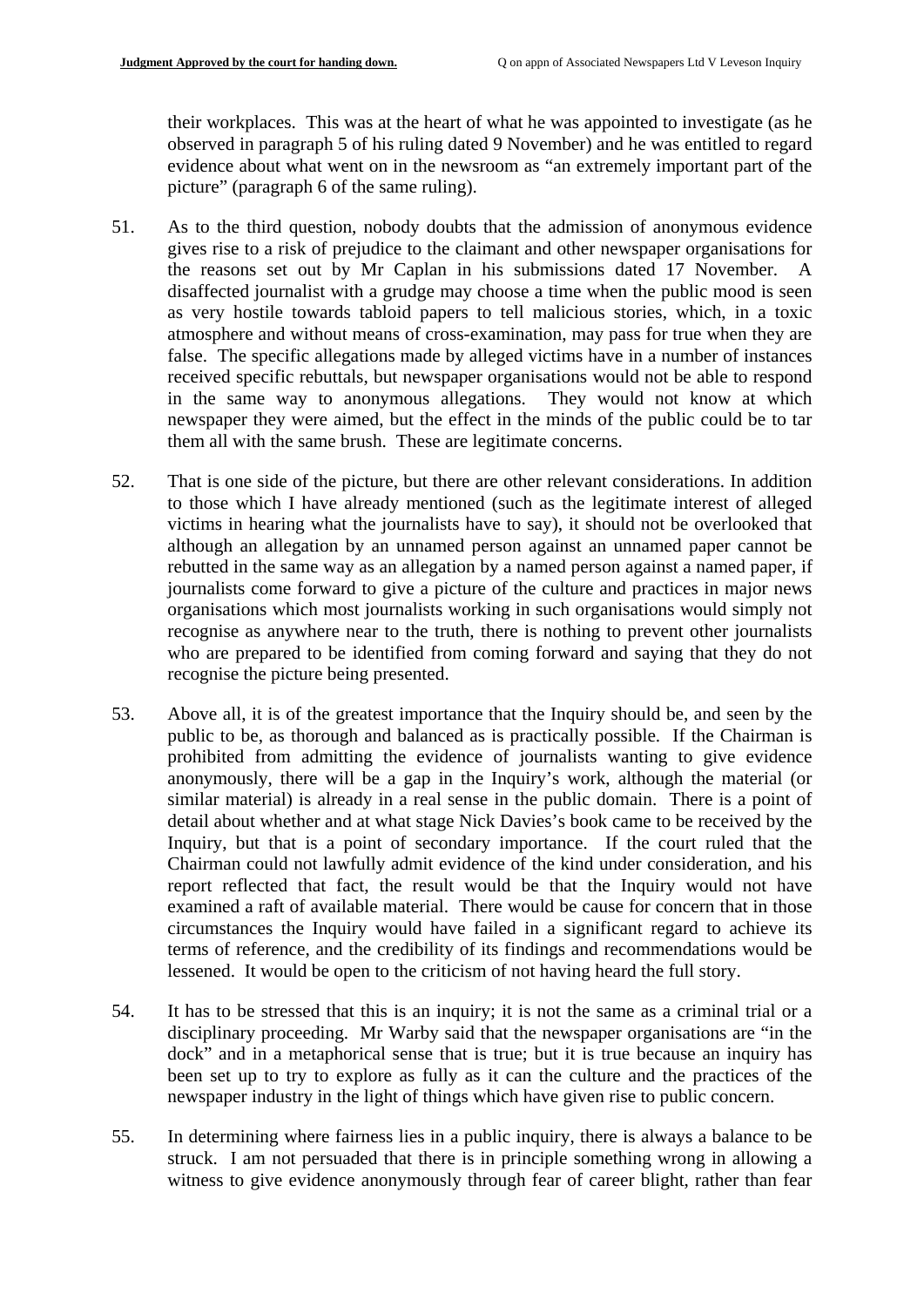their workplaces. This was at the heart of what he was appointed to investigate (as he observed in paragraph 5 of his ruling dated 9 November) and he was entitled to regard evidence about what went on in the newsroom as "an extremely important part of the picture" (paragraph 6 of the same ruling).

51. As to the third question, nobody doubts that the admission of anonymous evidence gives rise to a risk of prejudice to the claimant and other newspaper organisations for the reasons set out by Mr Caplan in his submissions dated 17 November. A disaffected journalist with a grudge may choose a time when the public mood is seen as very hostile towards tabloid papers to tell malicious stories, which, in a toxic atmosphere and without means of cross-examination, may pass for true when they are false. The specific allegations made by alleged victims have in a number of instances received specific rebuttals, but newspaper organisations would not be able to respond in the same way to anonymous allegations. They would not know at which newspaper they were aimed, but the effect in the minds of the public could be to tar them all with the same brush. These are legitimate concerns.

52. That is one side of the picture, but there are other relevant considerations. In addition to those which I have already mentioned (such as the legitimate interest of alleged victims in hearing what the journalists have to say), it should not be overlooked that although an allegation by an unnamed person against an unnamed paper cannot be rebutted in the same way as an allegation by a named person against a named paper, if journalists come forward to give a picture of the culture and practices in major news organisations which most journalists working in such organisations would simply not recognise as anywhere near to the truth, there is nothing to prevent other journalists who are prepared to be identified from coming forward and saying that they do not recognise the picture being presented.

53. Above all, it is of the greatest importance that the Inquiry should be, and seen by the public to be, as thorough and balanced as is practically possible. If the Chairman is prohibited from admitting the evidence of journalists wanting to give evidence anonymously, there will be a gap in the Inquiry's work, although the material (or similar material) is already in a real sense in the public domain. There is a point of detail about whether and at what stage Nick Davies's book came to be received by the Inquiry, but that is a point of secondary importance. If the court ruled that the Chairman could not lawfully admit evidence of the kind under consideration, and his report reflected that fact, the result would be that the Inquiry would not have examined a raft of available material. There would be cause for concern that in those circumstances the Inquiry would have failed in a significant regard to achieve its terms of reference, and the credibility of its findings and recommendations would be lessened. It would be open to the criticism of not having heard the full story.

54. It has to be stressed that this is an inquiry; it is not the same as a criminal trial or a disciplinary proceeding. Mr Warby said that the newspaper organisations are "in the dock" and in a metaphorical sense that is true; but it is true because an inquiry has been set up to try to explore as fully as it can the culture and the practices of the newspaper industry in the light of things which have given rise to public concern.

55. In determining where fairness lies in a public inquiry, there is always a balance to be struck. I am not persuaded that there is in principle something wrong in allowing a witness to give evidence anonymously through fear of career blight, rather than fear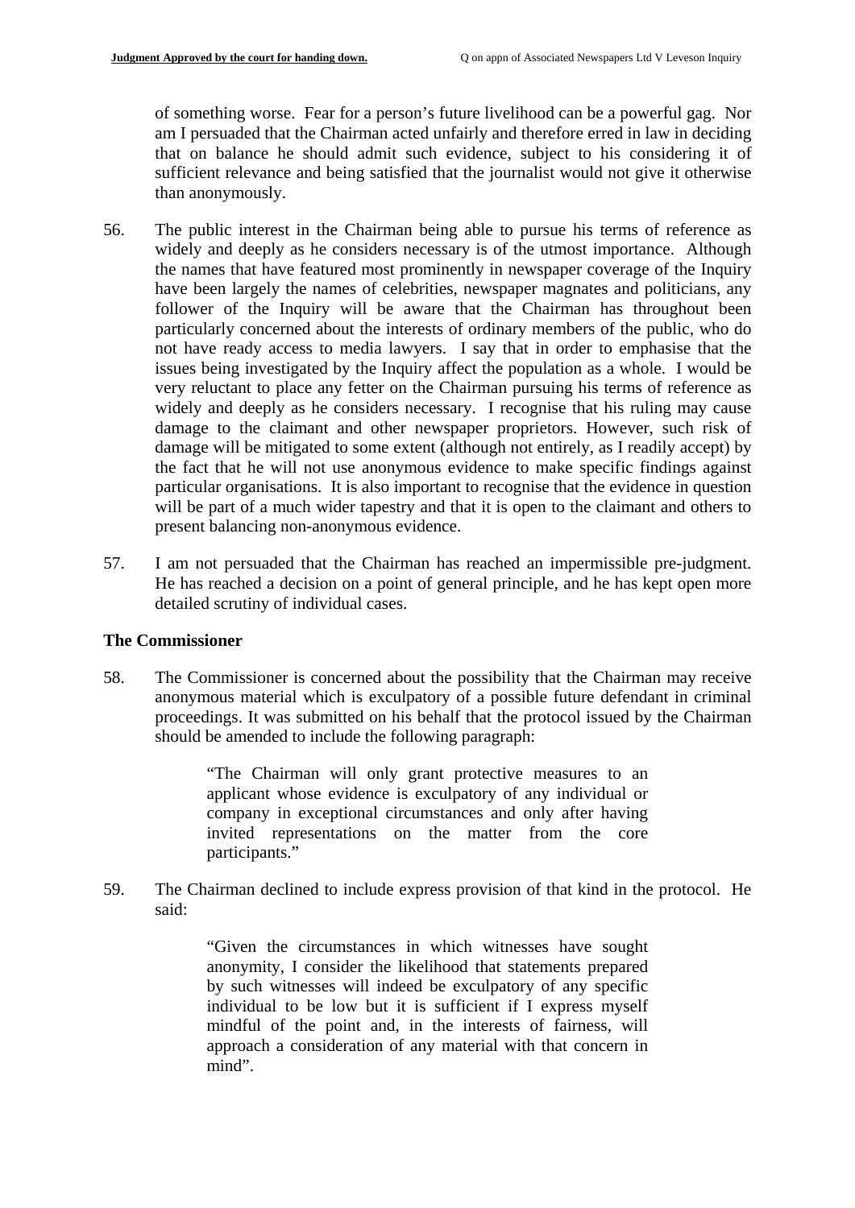of something worse. Fear for a person's future livelihood can be a powerful gag. Nor am I persuaded that the Chairman acted unfairly and therefore erred in law in deciding that on balance he should admit such evidence, subject to his considering it of sufficient relevance and being satisfied that the journalist would not give it otherwise than anonymously.

56. The public interest in the Chairman being able to pursue his terms of reference as widely and deeply as he considers necessary is of the utmost importance. Although the names that have featured most prominently in newspaper coverage of the Inquiry have been largely the names of celebrities, newspaper magnates and politicians, any follower of the Inquiry will be aware that the Chairman has throughout been particularly concerned about the interests of ordinary members of the public, who do not have ready access to media lawyers. I say that in order to emphasise that the issues being investigated by the Inquiry affect the population as a whole. I would be very reluctant to place any fetter on the Chairman pursuing his terms of reference as widely and deeply as he considers necessary. I recognise that his ruling may cause damage to the claimant and other newspaper proprietors. However, such risk of damage will be mitigated to some extent (although not entirely, as I readily accept) by the fact that he will not use anonymous evidence to make specific findings against particular organisations. It is also important to recognise that the evidence in question will be part of a much wider tapestry and that it is open to the claimant and others to present balancing non-anonymous evidence.

57. I am not persuaded that the Chairman has reached an impermissible pre-judgment. He has reached a decision on a point of general principle, and he has kept open more detailed scrutiny of individual cases.

### The Commissioner

58. The Commissioner is concerned about the possibility that the Chairman may receive anonymous material which is exculpatory of a possible future defendant in criminal proceedings. It was submitted on his behalf that the protocol issued by the Chairman should be amended to include the following paragraph:

> "The Chairman will only grant protective measures to an applicant whose evidence is exculpatory of any individual or company in exceptional circumstances and only after having invited representations on the matter from the core participants."

59. The Chairman declined to include express provision of that kind in the protocol. He said:

> "Given the circumstances in which witnesses have sought anonymity, I consider the likelihood that statements prepared by such witnesses will indeed be exculpatory of any specific individual to be low but it is sufficient if I express myself mindful of the point and, in the interests of fairness, will approach a consideration of any material with that concern in mind".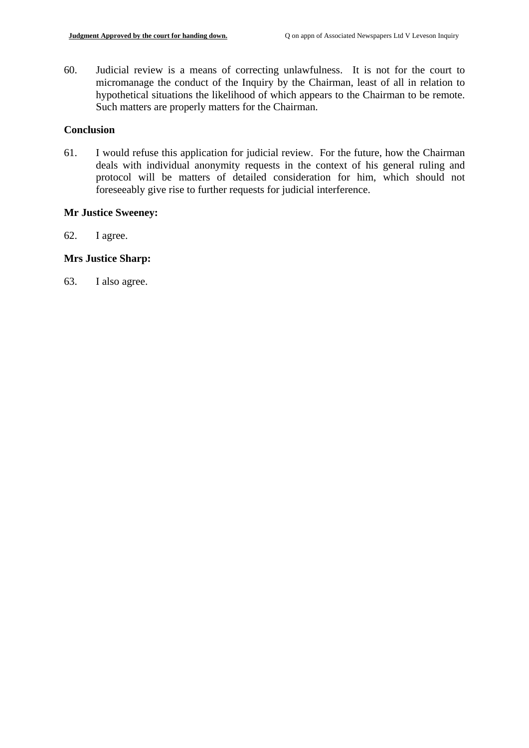60. Judicial review is a means of correcting unlawfulness. It is not for the court to micromanage the conduct of the Inquiry by the Chairman, least of all in relation to hypothetical situations the likelihood of which appears to the Chairman to be remote. Such matters are properly matters for the Chairman.

**Conclusion**

61. I would refuse this application for judicial review. For the future, how the Chairman deals with individual anonymity requests in the context of his general ruling and protocol will be matters of detailed consideration for him, which should not foreseeably give rise to further requests for judicial interference.

**Mr Justice Sweeney:**

62. I agree.

**Mrs Justice Sharp:**

63. I also agree.